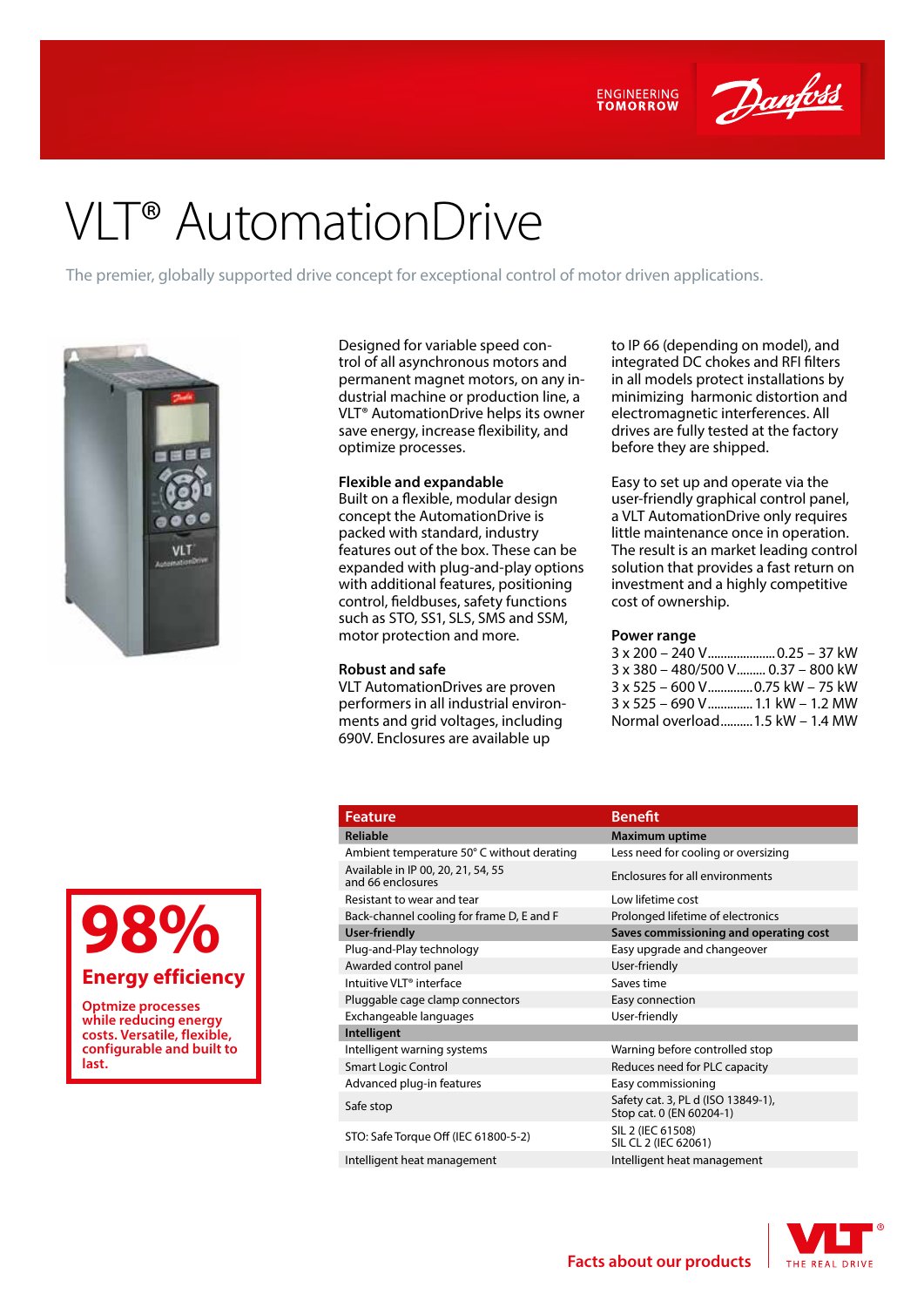ENGINEERING TOMORROW

# VLT® AutomationDrive

The premier, globally supported drive concept for exceptional control of motor driven applications.

Designed for variable speed control of all asynchronous motors and permanent magnet motors, on any industrial machine or production line, a VLT® AutomationDrive helps its owner save energy, increase flexibility, and optimize processes.

**Flexible and expandable**
Built on a flexible, modular design concept the AutomationDrive is packed with standard, industry features out of the box. These can be expanded with plug-and-play options with additional features, positioning control, fieldbuses, safety functions such as STO, SS1, SLS, SMS and SSM, motor protection and more.

**Robust and safe**
VLT AutomationDrives are proven performers in all industrial environments and grid voltages, including 690V. Enclosures are available up to IP 66 (depending on model), and integrated DC chokes and RFI filters in all models protect installations by minimizing harmonic distortion and electromagnetic interferences. All drives are fully tested at the factory before they are shipped.

Easy to set up and operate via the user-friendly graphical control panel, a VLT AutomationDrive only requires little maintenance once in operation. The result is an market leading control solution that provides a fast return on investment and a highly competitive cost of ownership.

**Power range**

3 x 200 – 240 V .................... 0.25 – 37 kW
3 x 380 – 480/500 V ......... 0.37 – 800 kW
3 x 525 – 600 V ............. 0.75 kW – 75 kW
3 x 525 – 690 V ............. 1.1 kW – 1.2 MW
Normal overload .......... 1.5 kW – 1.4 MW

**98%**
**Energy efficiency**
**Optmize processes while reducing energy costs. Versatile, flexible, configurable and built to last.**

| Feature | Benefit |
|---|---|
| **Reliable** | **Maximum uptime** |
| Ambient temperature 50° C without derating | Less need for cooling or oversizing |
| Available in IP 00, 20, 21, 54, 55 and 66 enclosures | Enclosures for all environments |
| Resistant to wear and tear | Low lifetime cost |
| Back-channel cooling for frame D, E and F | Prolonged lifetime of electronics |
| **User-friendly** | **Saves commissioning and operating cost** |
| Plug-and-Play technology | Easy upgrade and changeover |
| Awarded control panel | User-friendly |
| Intuitive VLT® interface | Saves time |
| Pluggable cage clamp connectors | Easy connection |
| Exchangeable languages | User-friendly |
| **Intelligent** | |
| Intelligent warning systems | Warning before controlled stop |
| Smart Logic Control | Reduces need for PLC capacity |
| Advanced plug-in features | Easy commissioning |
| Safe stop | Safey cat. 3, PL d (ISO 13849-1), Stop cat. 0 (EN 60204-1) |
| STO: Safe Torque Off (IEC 61800-5-2) | SIL 2 (IEC 61508) SIL CL 2 (IEC 62061) |
| Intelligent heat management | Intelligent heat management |

Facts about our products

VLT® THE REAL DRIVE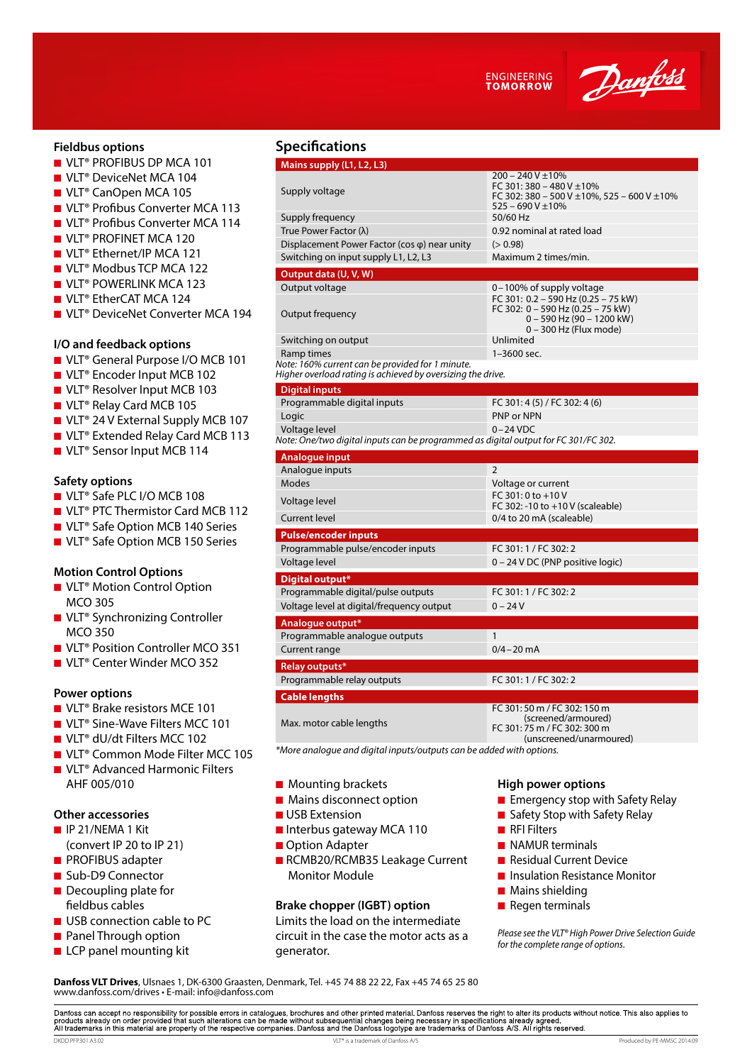ENGINEERING TOMORROW

Danfoss

## Fieldbus options

- VLT® PROFIBUS DP MCA 101
- VLT® DeviceNet MCA 104
- VLT® CanOpen MCA 105
- VLT® Profibus Converter MCA 113
- VLT® Profibus Converter MCA 114
- VLT® PROFINET MCA 120
- VLT® Ethernet/IP MCA 121
- VLT® Modbus TCP MCA 122
- VLT® POWERLINK MCA 123
- VLT® EtherCAT MCA 124
- VLT® DeviceNet Converter MCA 194

## I/O and feedback options

- VLT® General Purpose I/O MCB 101
- VLT® Encoder Input MCB 102
- VLT® Resolver Input MCB 103
- VLT® Relay Card MCB 105
- VLT® 24 V External Supply MCB 107
- VLT® Extended Relay Card MCB 113
- VLT® Sensor Input MCB 114

## Safety options

- VLT® Safe PLC I/O MCB 108
- VLT® PTC Thermistor Card MCB 112
- VLT® Safe Option MCB 140 Series
- VLT® Safe Option MCB 150 Series

## Motion Control Options

- VLT® Motion Control Option MCO 305
- VLT® Synchronizing Controller MCO 350
- VLT® Position Controller MCO 351
- VLT® Center Winder MCO 352

## Power options

- VLT® Brake resistors MCE 101
- VLT® Sine-Wave Filters MCC 101
- VLT® dU/dt Filters MCC 102
- VLT® Common Mode Filter MCC 105
- VLT® Advanced Harmonic Filters AHF 005/010

## Other accessories

- IP 21/NEMA 1 Kit (convert IP 20 to IP 21)
- PROFIBUS adapter
- Sub-D9 Connector
- Decoupling plate for fieldbus cables
- USB connection cable to PC
- Panel Through option
- LCP panel mounting kit

## Specifications

| | |
|---|---|
| **Mains supply (L1, L2, L3)** | |
| Supply voltage | 200 – 240 V ±10%<br>FC 301: 380 – 480 V ±10%<br>FC 302: 380 – 500 V ±10%, 525 – 600 V ±10%<br>525 – 690 V ±10% |
| Supply frequency | 50/60 Hz |
| True Power Factor (λ) | 0.92 nominal at rated load |
| Displacement Power Factor (cos φ) near unity | (> 0.98) |
| Switching on input supply L1, L2, L3 | Maximum 2 times/min. |
| **Output data (U, V, W)** | |
| Output voltage | 0 – 100% of supply voltage |
| Output frequency | FC 301: 0.2 – 590 Hz (0.25 – 75 kW)<br>FC 302: 0 – 590 Hz (0.25 – 75 kW)<br>0 – 590 Hz (90 – 1200 kW)<br>0 – 300 Hz (Flux mode) |
| Switching on output | Unlimited |
| Ramp times | 1–3600 sec. |

*Note: 160% current can be provided for 1 minute.*
*Higher overload rating is achieved by oversizing the drive.*

| | |
|---|---|
| **Digital inputs** | |
| Programmable digital inputs | FC 301: 4 (5) / FC 302: 4 (6) |
| Logic | PNP or NPN |
| Voltage level | 0 – 24 VDC |

*Note: One/two digital inputs can be programmed as digital output for FC 301/FC 302.*

| | |
|---|---|
| **Analogue input** | |
| Analogue inputs | 2 |
| Modes | Voltage or current |
| Voltage level | FC 301: 0 to +10 V<br>FC 302: -10 to +10 V (scaleable) |
| Current level | 0/4 to 20 mA (scaleable) |
| **Pulse/encoder inputs** | |
| Programmable pulse/encoder inputs | FC 301: 1 / FC 302: 2 |
| Voltage level | 0 – 24 V DC (PNP positive logic) |
| **Digital output*** | |
| Programmable digital/pulse outputs | FC 301: 1 / FC 302: 2 |
| Voltage level at digital/frequency output | 0 – 24 V |
| **Analogue output*** | |
| Programmable analogue outputs | 1 |
| Current range | 0/4 – 20 mA |
| **Relay outputs*** | |
| Programmable relay outputs | FC 301: 1 / FC 302: 2 |
| **Cable lengths** | |
| Max. motor cable lengths | FC 301: 50 m / FC 302: 150 m (screened/armoured)<br>FC 301: 75 m / FC 302: 300 m (unscreened/unarmoured) |

*\*More analogue and digital inputs/outputs can be added with options.*

- Mounting brackets
- Mains disconnect option
- USB Extension
- Interbus gateway MCA 110
- Option Adapter
- RCMB20/RCMB35 Leakage Current Monitor Module

## Brake chopper (IGBT) option

Limits the load on the intermediate circuit in the case the motor acts as a generator.

## High power options

- Emergency stop with Safety Relay
- Safety Stop with Safety Relay
- RFI Filters
- NAMUR terminals
- Residual Current Device
- Insulation Resistance Monitor
- Mains shielding
- Regen terminals

*Please see the VLT® High Power Drive Selection Guide for the complete range of options.*

**Danfoss VLT Drives**, Ulsnaes 1, DK-6300 Graasten, Denmark, Tel. +45 74 88 22 22, Fax +45 74 65 25 80
www.danfoss.com/drives • E-mail: info@danfoss.com

Danfoss can accept no responsibility for possible errors in catalogues, brochures and other printed material. Danfoss reserves the right to alter its products without notice. This also applies to products already on order provided that such alterations can be made without subsequential changes being necessary in specifications already agreed.
All trademarks in this material are property of the respective companies. Danfoss and the Danfoss logotype are trademarks of Danfoss A/S. All rights reserved.

DKDD.PFP.301.A3.02 VLT® is a trademark of Danfoss A/S Produced by PE-MMSC 2014.09